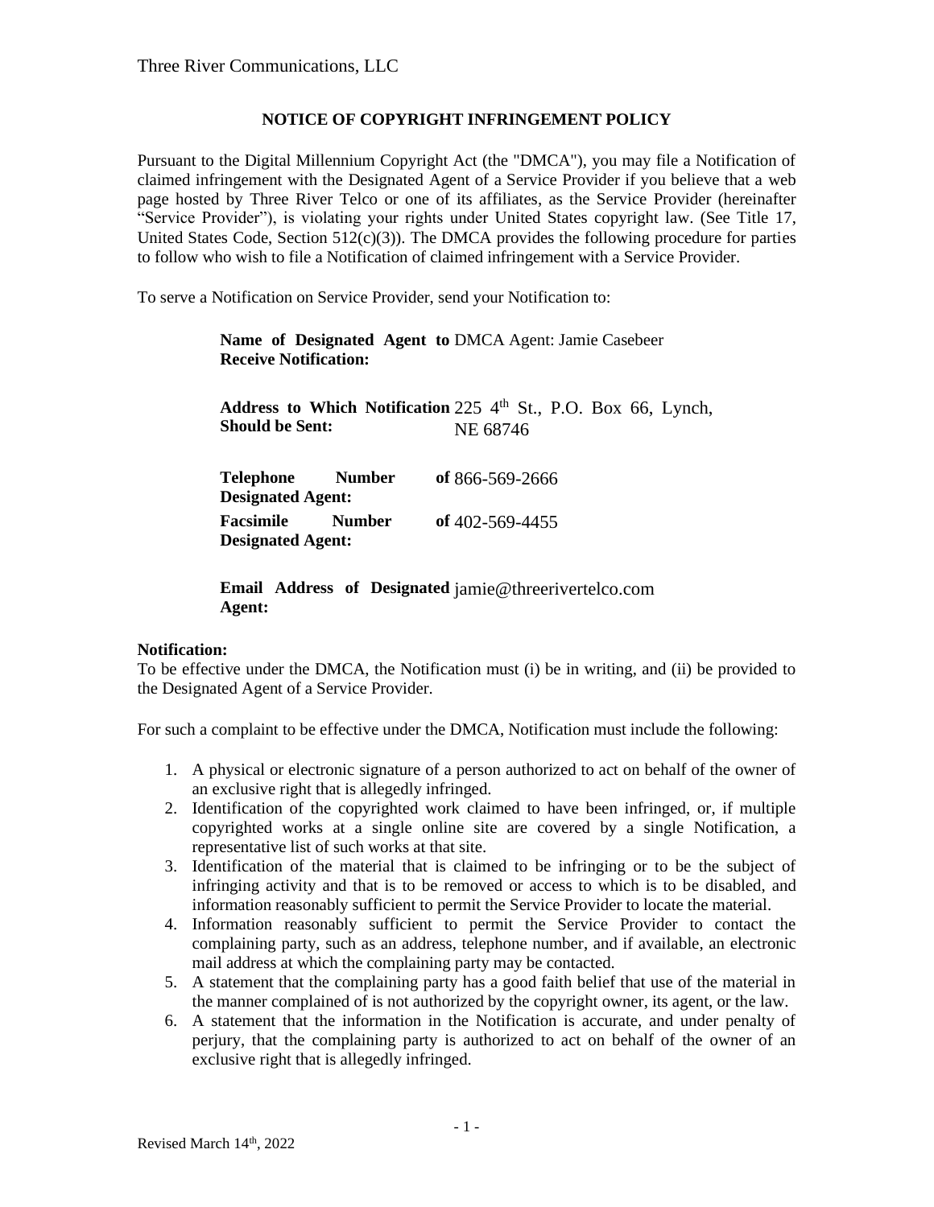Three River Communications, LLC

## NOTICE OF COPYRIGHT INFRINGEMENT POLICY

Pursuant to the Digital Millennium Copyright Act (the "DMCA"), you may file a Notification of claimed infringement with the Designated Agent of a Service Provider if you believe that a web page hosted by Three River Telco or one of its affiliates, as the Service Provider (hereinafter "Service Provider"), is violating your rights under United States copyright law. (See Title 17, United States Code, Section 512(c)(3)). The DMCA provides the following procedure for parties to follow who wish to file a Notification of claimed infringement with a Service Provider.

To serve a Notification on Service Provider, send your Notification to:

| | |
|---|---|
| **Name of Designated Agent to Receive Notification:** | DMCA Agent: Jamie Casebeer |
| **Address to Which Notification Should be Sent:** | 225 4th St., P.O. Box 66, Lynch, NE 68746 |
| **Telephone Number of Designated Agent:** | 866-569-2666 |
| **Facsimile Number of Designated Agent:** | 402-569-4455 |
| **Email Address of Designated Agent:** | jamie@threerivertelco.com |

**Notification:**

To be effective under the DMCA, the Notification must (i) be in writing, and (ii) be provided to the Designated Agent of a Service Provider.

For such a complaint to be effective under the DMCA, Notification must include the following:

1. A physical or electronic signature of a person authorized to act on behalf of the owner of an exclusive right that is allegedly infringed.
2. Identification of the copyrighted work claimed to have been infringed, or, if multiple copyrighted works at a single online site are covered by a single Notification, a representative list of such works at that site.
3. Identification of the material that is claimed to be infringing or to be the subject of infringing activity and that is to be removed or access to which is to be disabled, and information reasonably sufficient to permit the Service Provider to locate the material.
4. Information reasonably sufficient to permit the Service Provider to contact the complaining party, such as an address, telephone number, and if available, an electronic mail address at which the complaining party may be contacted.
5. A statement that the complaining party has a good faith belief that use of the material in the manner complained of is not authorized by the copyright owner, its agent, or the law.
6. A statement that the information in the Notification is accurate, and under penalty of perjury, that the complaining party is authorized to act on behalf of the owner of an exclusive right that is allegedly infringed.

Revised March 14th, 2022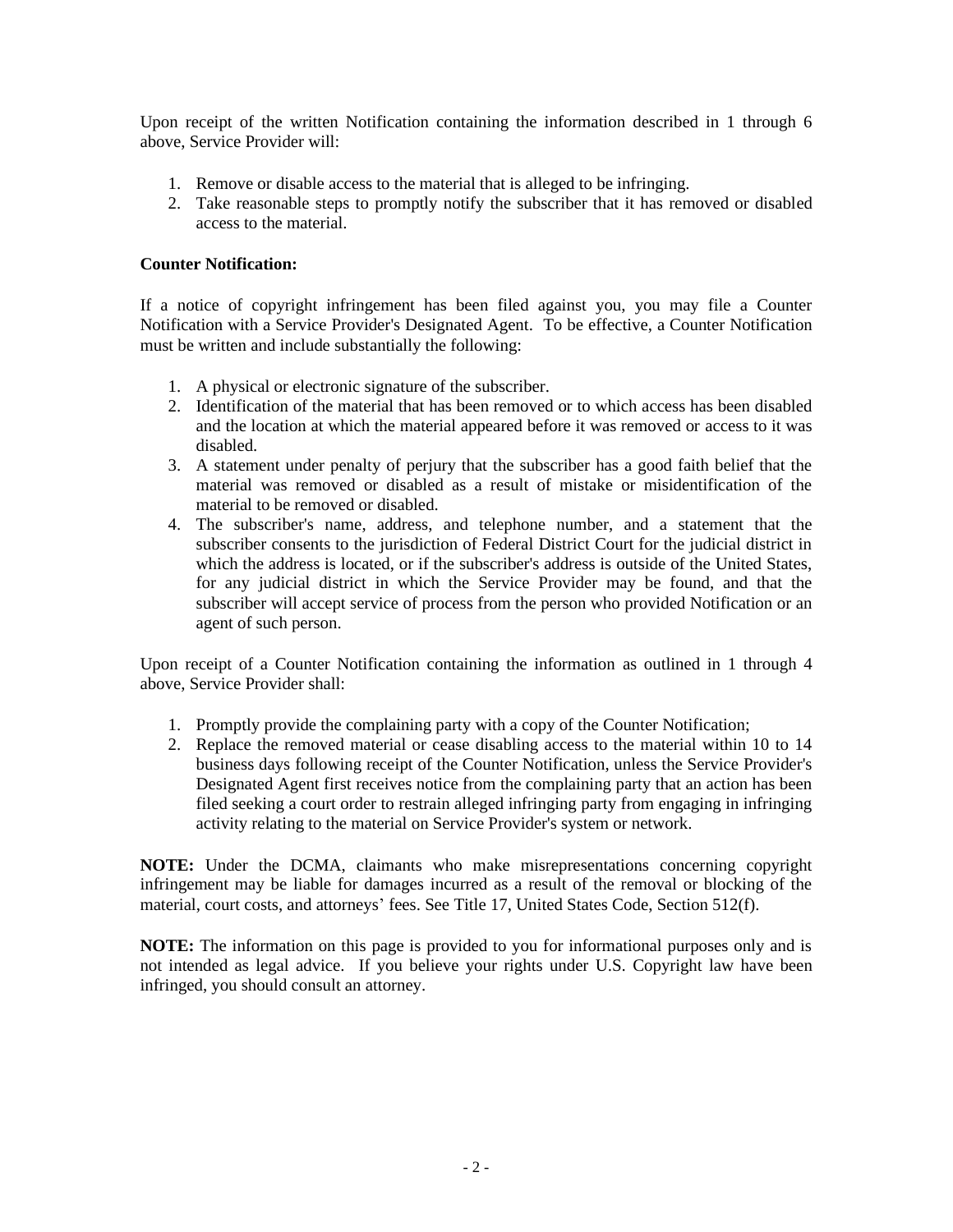Upon receipt of the written Notification containing the information described in 1 through 6 above, Service Provider will:

1. Remove or disable access to the material that is alleged to be infringing.
2. Take reasonable steps to promptly notify the subscriber that it has removed or disabled access to the material.

**Counter Notification:**

If a notice of copyright infringement has been filed against you, you may file a Counter Notification with a Service Provider's Designated Agent. To be effective, a Counter Notification must be written and include substantially the following:

1. A physical or electronic signature of the subscriber.
2. Identification of the material that has been removed or to which access has been disabled and the location at which the material appeared before it was removed or access to it was disabled.
3. A statement under penalty of perjury that the subscriber has a good faith belief that the material was removed or disabled as a result of mistake or misidentification of the material to be removed or disabled.
4. The subscriber's name, address, and telephone number, and a statement that the subscriber consents to the jurisdiction of Federal District Court for the judicial district in which the address is located, or if the subscriber's address is outside of the United States, for any judicial district in which the Service Provider may be found, and that the subscriber will accept service of process from the person who provided Notification or an agent of such person.

Upon receipt of a Counter Notification containing the information as outlined in 1 through 4 above, Service Provider shall:

1. Promptly provide the complaining party with a copy of the Counter Notification;
2. Replace the removed material or cease disabling access to the material within 10 to 14 business days following receipt of the Counter Notification, unless the Service Provider's Designated Agent first receives notice from the complaining party that an action has been filed seeking a court order to restrain alleged infringing party from engaging in infringing activity relating to the material on Service Provider's system or network.

**NOTE:** Under the DCMA, claimants who make misrepresentations concerning copyright infringement may be liable for damages incurred as a result of the removal or blocking of the material, court costs, and attorneys' fees. See Title 17, United States Code, Section 512(f).

**NOTE:** The information on this page is provided to you for informational purposes only and is not intended as legal advice. If you believe your rights under U.S. Copyright law have been infringed, you should consult an attorney.